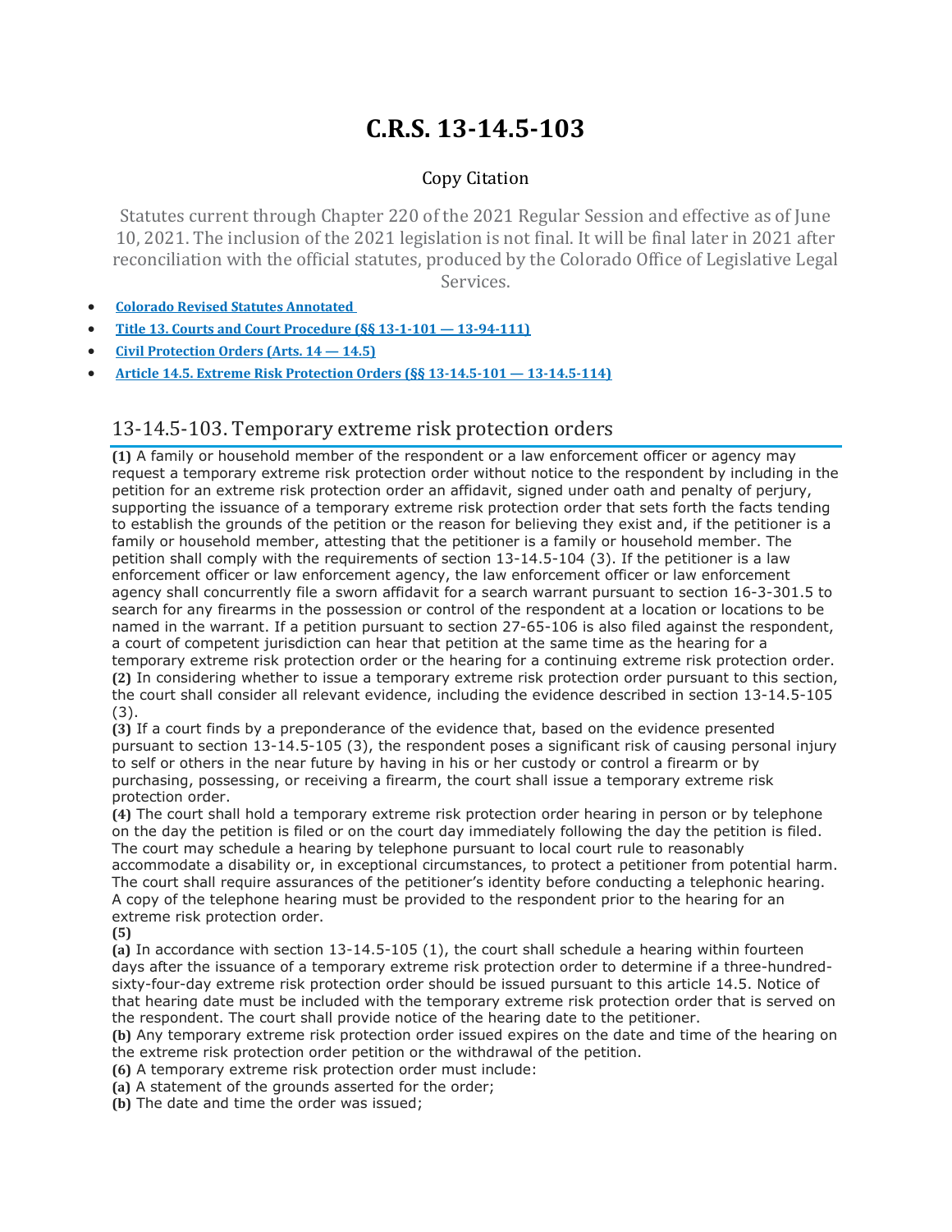# C.R.S. 13-14.5-103

Copy Citation

Statutes current through Chapter 220 of the 2021 Regular Session and effective as of June 10, 2021. The inclusion of the 2021 legislation is not final. It will be final later in 2021 after reconciliation with the official statutes, produced by the Colorado Office of Legislative Legal Services.

- **Colorado Revised Statutes Annotated**
- **Title 13. Courts and Court Procedure (§§ 13-1-101 — 13-94-111)**
- **Civil Protection Orders (Arts. 14 — 14.5)**
- **Article 14.5. Extreme Risk Protection Orders (§§ 13-14.5-101 — 13-14.5-114)**

## 13-14.5-103. Temporary extreme risk protection orders

**(1)** A family or household member of the respondent or a law enforcement officer or agency may request a temporary extreme risk protection order without notice to the respondent by including in the petition for an extreme risk protection order an affidavit, signed under oath and penalty of perjury, supporting the issuance of a temporary extreme risk protection order that sets forth the facts tending to establish the grounds of the petition or the reason for believing they exist and, if the petitioner is a family or household member, attesting that the petitioner is a family or household member. The petition shall comply with the requirements of section 13-14.5-104 (3). If the petitioner is a law enforcement officer or law enforcement agency, the law enforcement officer or law enforcement agency shall concurrently file a sworn affidavit for a search warrant pursuant to section 16-3-301.5 to search for any firearms in the possession or control of the respondent at a location or locations to be named in the warrant. If a petition pursuant to section 27-65-106 is also filed against the respondent, a court of competent jurisdiction can hear that petition at the same time as the hearing for a temporary extreme risk protection order or the hearing for a continuing extreme risk protection order.

**(2)** In considering whether to issue a temporary extreme risk protection order pursuant to this section, the court shall consider all relevant evidence, including the evidence described in section 13-14.5-105 (3).

**(3)** If a court finds by a preponderance of the evidence that, based on the evidence presented pursuant to section 13-14.5-105 (3), the respondent poses a significant risk of causing personal injury to self or others in the near future by having in his or her custody or control a firearm or by purchasing, possessing, or receiving a firearm, the court shall issue a temporary extreme risk protection order.

**(4)** The court shall hold a temporary extreme risk protection order hearing in person or by telephone on the day the petition is filed or on the court day immediately following the day the petition is filed. The court may schedule a hearing by telephone pursuant to local court rule to reasonably accommodate a disability or, in exceptional circumstances, to protect a petitioner from potential harm. The court shall require assurances of the petitioner's identity before conducting a telephonic hearing. A copy of the telephone hearing must be provided to the respondent prior to the hearing for an extreme risk protection order.

**(5)**

**(a)** In accordance with section 13-14.5-105 (1), the court shall schedule a hearing within fourteen days after the issuance of a temporary extreme risk protection order to determine if a three-hundred-sixty-four-day extreme risk protection order should be issued pursuant to this article 14.5. Notice of that hearing date must be included with the temporary extreme risk protection order that is served on the respondent. The court shall provide notice of the hearing date to the petitioner.

**(b)** Any temporary extreme risk protection order issued expires on the date and time of the hearing on the extreme risk protection order petition or the withdrawal of the petition.

**(6)** A temporary extreme risk protection order must include:

**(a)** A statement of the grounds asserted for the order;

**(b)** The date and time the order was issued;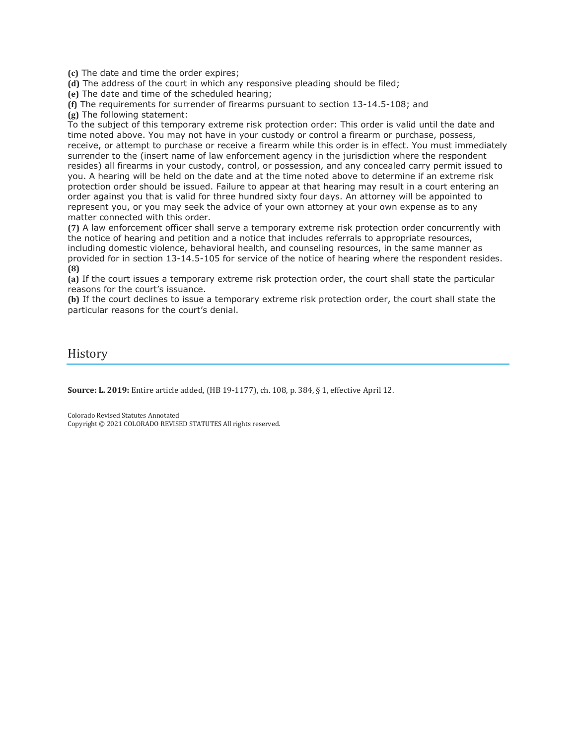**(c)** The date and time the order expires;
**(d)** The address of the court in which any responsive pleading should be filed;
**(e)** The date and time of the scheduled hearing;
**(f)** The requirements for surrender of firearms pursuant to section 13-14.5-108; and
**(g)** The following statement:
To the subject of this temporary extreme risk protection order: This order is valid until the date and time noted above. You may not have in your custody or control a firearm or purchase, possess, receive, or attempt to purchase or receive a firearm while this order is in effect. You must immediately surrender to the (insert name of law enforcement agency in the jurisdiction where the respondent resides) all firearms in your custody, control, or possession, and any concealed carry permit issued to you. A hearing will be held on the date and at the time noted above to determine if an extreme risk protection order should be issued. Failure to appear at that hearing may result in a court entering an order against you that is valid for three hundred sixty four days. An attorney will be appointed to represent you, or you may seek the advice of your own attorney at your own expense as to any matter connected with this order.
**(7)** A law enforcement officer shall serve a temporary extreme risk protection order concurrently with the notice of hearing and petition and a notice that includes referrals to appropriate resources, including domestic violence, behavioral health, and counseling resources, in the same manner as provided for in section 13-14.5-105 for service of the notice of hearing where the respondent resides.
**(8)**
**(a)** If the court issues a temporary extreme risk protection order, the court shall state the particular reasons for the court's issuance.
**(b)** If the court declines to issue a temporary extreme risk protection order, the court shall state the particular reasons for the court's denial.

## History

**Source: L. 2019:** Entire article added, (HB 19-1177), ch. 108, p. 384, § 1, effective April 12.

Colorado Revised Statutes Annotated
Copyright © 2021 COLORADO REVISED STATUTES All rights reserved.